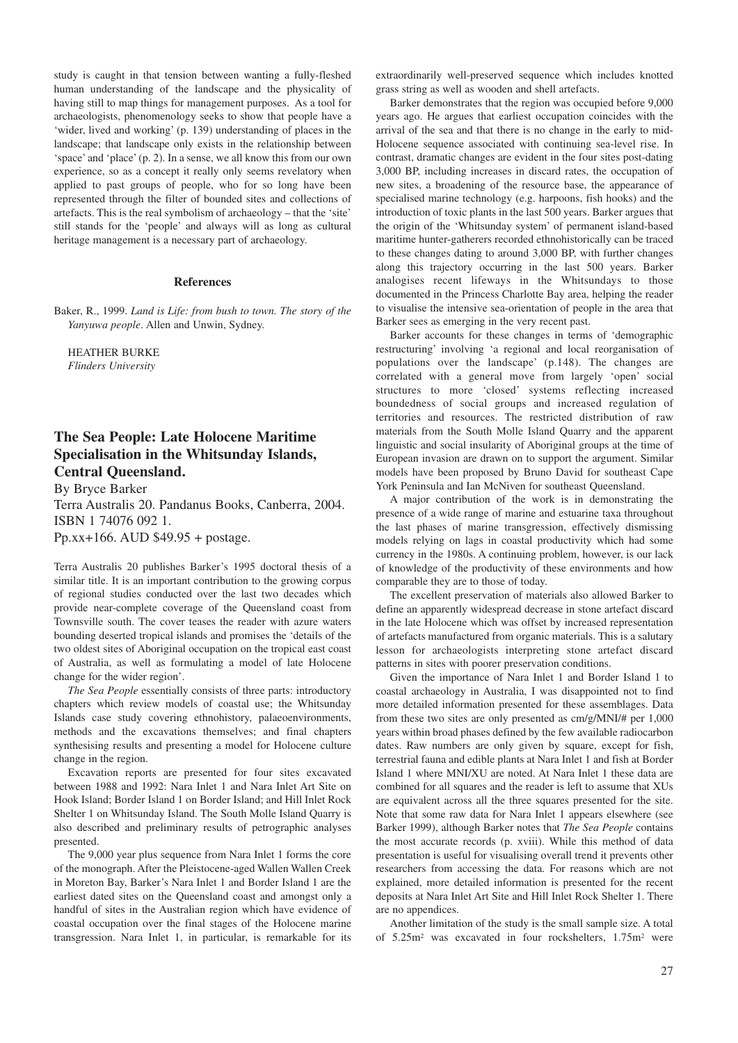study is caught in that tension between wanting a fully-fleshed human understanding of the landscape and the physicality of having still to map things for management purposes. As a tool for archaeologists, phenomenology seeks to show that people have a 'wider, lived and working' (p. 139) understanding of places in the landscape; that landscape only exists in the relationship between 'space' and 'place' (p. 2). In a sense, we all know this from our own experience, so as a concept it really only seems revelatory when applied to past groups of people, who for so long have been represented through the filter of bounded sites and collections of artefacts. This is the real symbolism of archaeology – that the 'site' still stands for the 'people' and always will as long as cultural heritage management is a necessary part of archaeology.

### References

Baker, R., 1999. *Land is Life: from bush to town. The story of the Yanyuwa people*. Allen and Unwin, Sydney.

HEATHER BURKE
*Flinders University*

## The Sea People: Late Holocene Maritime Specialisation in the Whitsunday Islands, Central Queensland.

By Bryce Barker
Terra Australis 20. Pandanus Books, Canberra, 2004.
ISBN 1 74076 092 1.
Pp.xx+166. AUD $49.95 + postage.

Terra Australis 20 publishes Barker's 1995 doctoral thesis of a similar title. It is an important contribution to the growing corpus of regional studies conducted over the last two decades which provide near-complete coverage of the Queensland coast from Townsville south. The cover teases the reader with azure waters bounding deserted tropical islands and promises the 'details of the two oldest sites of Aboriginal occupation on the tropical east coast of Australia, as well as formulating a model of late Holocene change for the wider region'.

*The Sea People* essentially consists of three parts: introductory chapters which review models of coastal use; the Whitsunday Islands case study covering ethnohistory, palaeoenvironments, methods and the excavations themselves; and final chapters synthesising results and presenting a model for Holocene culture change in the region.

Excavation reports are presented for four sites excavated between 1988 and 1992: Nara Inlet 1 and Nara Inlet Art Site on Hook Island; Border Island 1 on Border Island; and Hill Inlet Rock Shelter 1 on Whitsunday Island. The South Molle Island Quarry is also described and preliminary results of petrographic analyses presented.

The 9,000 year plus sequence from Nara Inlet 1 forms the core of the monograph. After the Pleistocene-aged Wallen Wallen Creek in Moreton Bay, Barker's Nara Inlet 1 and Border Island 1 are the earliest dated sites on the Queensland coast and amongst only a handful of sites in the Australian region which have evidence of coastal occupation over the final stages of the Holocene marine transgression. Nara Inlet 1, in particular, is remarkable for its extraordinarily well-preserved sequence which includes knotted grass string as well as wooden and shell artefacts.

Barker demonstrates that the region was occupied before 9,000 years ago. He argues that earliest occupation coincides with the arrival of the sea and that there is no change in the early to mid-Holocene sequence associated with continuing sea-level rise. In contrast, dramatic changes are evident in the four sites post-dating 3,000 BP, including increases in discard rates, the occupation of new sites, a broadening of the resource base, the appearance of specialised marine technology (e.g. harpoons, fish hooks) and the introduction of toxic plants in the last 500 years. Barker argues that the origin of the 'Whitsunday system' of permanent island-based maritime hunter-gatherers recorded ethnohistorically can be traced to these changes dating to around 3,000 BP, with further changes along this trajectory occurring in the last 500 years. Barker analogises recent lifeways in the Whitsundays to those documented in the Princess Charlotte Bay area, helping the reader to visualise the intensive sea-orientation of people in the area that Barker sees as emerging in the very recent past.

Barker accounts for these changes in terms of 'demographic restructuring' involving 'a regional and local reorganisation of populations over the landscape' (p.148). The changes are correlated with a general move from largely 'open' social structures to more 'closed' systems reflecting increased boundedness of social groups and increased regulation of territories and resources. The restricted distribution of raw materials from the South Molle Island Quarry and the apparent linguistic and social insularity of Aboriginal groups at the time of European invasion are drawn on to support the argument. Similar models have been proposed by Bruno David for southeast Cape York Peninsula and Ian McNiven for southeast Queensland.

A major contribution of the work is in demonstrating the presence of a wide range of marine and estuarine taxa throughout the last phases of marine transgression, effectively dismissing models relying on lags in coastal productivity which had some currency in the 1980s. A continuing problem, however, is our lack of knowledge of the productivity of these environments and how comparable they are to those of today.

The excellent preservation of materials also allowed Barker to define an apparently widespread decrease in stone artefact discard in the late Holocene which was offset by increased representation of artefacts manufactured from organic materials. This is a salutary lesson for archaeologists interpreting stone artefact discard patterns in sites with poorer preservation conditions.

Given the importance of Nara Inlet 1 and Border Island 1 to coastal archaeology in Australia, I was disappointed not to find more detailed information presented for these assemblages. Data from these two sites are only presented as cm/g/MNI/# per 1,000 years within broad phases defined by the few available radiocarbon dates. Raw numbers are only given by square, except for fish, terrestrial fauna and edible plants at Nara Inlet 1 and fish at Border Island 1 where MNI/XU are noted. At Nara Inlet 1 these data are combined for all squares and the reader is left to assume that XUs are equivalent across all the three squares presented for the site. Note that some raw data for Nara Inlet 1 appears elsewhere (see Barker 1999), although Barker notes that *The Sea People* contains the most accurate records (p. xviii). While this method of data presentation is useful for visualising overall trend it prevents other researchers from accessing the data. For reasons which are not explained, more detailed information is presented for the recent deposits at Nara Inlet Art Site and Hill Inlet Rock Shelter 1. There are no appendices.

Another limitation of the study is the small sample size. A total of 5.25m² was excavated in four rockshelters, 1.75m² were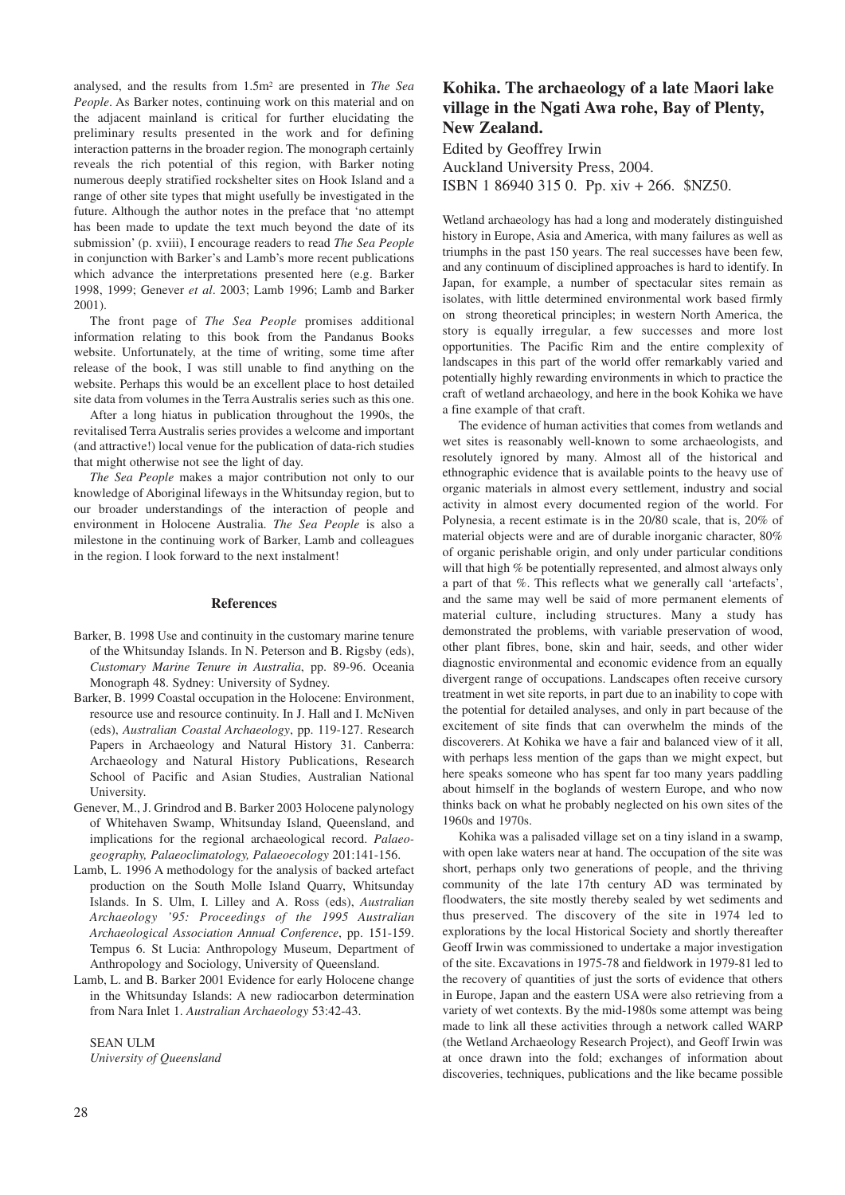analysed, and the results from 1.5m² are presented in *The Sea People*. As Barker notes, continuing work on this material and on the adjacent mainland is critical for further elucidating the preliminary results presented in the work and for defining interaction patterns in the broader region. The monograph certainly reveals the rich potential of this region, with Barker noting numerous deeply stratified rockshelter sites on Hook Island and a range of other site types that might usefully be investigated in the future. Although the author notes in the preface that 'no attempt has been made to update the text much beyond the date of its submission' (p. xviii), I encourage readers to read *The Sea People* in conjunction with Barker's and Lamb's more recent publications which advance the interpretations presented here (e.g. Barker 1998, 1999; Genever *et al*. 2003; Lamb 1996; Lamb and Barker 2001).

The front page of *The Sea People* promises additional information relating to this book from the Pandanus Books website. Unfortunately, at the time of writing, some time after release of the book, I was still unable to find anything on the website. Perhaps this would be an excellent place to host detailed site data from volumes in the Terra Australis series such as this one.

After a long hiatus in publication throughout the 1990s, the revitalised Terra Australis series provides a welcome and important (and attractive!) local venue for the publication of data-rich studies that might otherwise not see the light of day.

*The Sea People* makes a major contribution not only to our knowledge of Aboriginal lifeways in the Whitsunday region, but to our broader understandings of the interaction of people and environment in Holocene Australia. *The Sea People* is also a milestone in the continuing work of Barker, Lamb and colleagues in the region. I look forward to the next instalment!

### References

Barker, B. 1998 Use and continuity in the customary marine tenure of the Whitsunday Islands. In N. Peterson and B. Rigsby (eds), *Customary Marine Tenure in Australia*, pp. 89-96. Oceania Monograph 48. Sydney: University of Sydney.

Barker, B. 1999 Coastal occupation in the Holocene: Environment, resource use and resource continuity. In J. Hall and I. McNiven (eds), *Australian Coastal Archaeology*, pp. 119-127. Research Papers in Archaeology and Natural History 31. Canberra: Archaeology and Natural History Publications, Research School of Pacific and Asian Studies, Australian National University.

Genever, M., J. Grindrod and B. Barker 2003 Holocene palynology of Whitehaven Swamp, Whitsunday Island, Queensland, and implications for the regional archaeological record. *Palaeogeography, Palaeoclimatology, Palaeoecology* 201:141-156.

Lamb, L. 1996 A methodology for the analysis of backed artefact production on the South Molle Island Quarry, Whitsunday Islands. In S. Ulm, I. Lilley and A. Ross (eds), *Australian Archaeology '95: Proceedings of the 1995 Australian Archaeological Association Annual Conference*, pp. 151-159. Tempus 6. St Lucia: Anthropology Museum, Department of Anthropology and Sociology, University of Queensland.

Lamb, L. and B. Barker 2001 Evidence for early Holocene change in the Whitsunday Islands: A new radiocarbon determination from Nara Inlet 1. *Australian Archaeology* 53:42-43.

SEAN ULM
*University of Queensland*

## Kohika. The archaeology of a late Maori lake village in the Ngati Awa rohe, Bay of Plenty, New Zealand.

Edited by Geoffrey Irwin
Auckland University Press, 2004.
ISBN 1 86940 315 0. Pp. xiv + 266. $NZ50.

Wetland archaeology has had a long and moderately distinguished history in Europe, Asia and America, with many failures as well as triumphs in the past 150 years. The real successes have been few, and any continuum of disciplined approaches is hard to identify. In Japan, for example, a number of spectacular sites remain as isolates, with little determined environmental work based firmly on strong theoretical principles; in western North America, the story is equally irregular, a few successes and more lost opportunities. The Pacific Rim and the entire complexity of landscapes in this part of the world offer remarkably varied and potentially highly rewarding environments in which to practice the craft of wetland archaeology, and here in the book Kohika we have a fine example of that craft.

The evidence of human activities that comes from wetlands and wet sites is reasonably well-known to some archaeologists, and resolutely ignored by many. Almost all of the historical and ethnographic evidence that is available points to the heavy use of organic materials in almost every settlement, industry and social activity in almost every documented region of the world. For Polynesia, a recent estimate is in the 20/80 scale, that is, 20% of material objects were and are of durable inorganic character, 80% of organic perishable origin, and only under particular conditions will that high % be potentially represented, and almost always only a part of that %. This reflects what we generally call 'artefacts', and the same may well be said of more permanent elements of material culture, including structures. Many a study has demonstrated the problems, with variable preservation of wood, other plant fibres, bone, skin and hair, seeds, and other wider diagnostic environmental and economic evidence from an equally divergent range of occupations. Landscapes often receive cursory treatment in wet site reports, in part due to an inability to cope with the potential for detailed analyses, and only in part because of the excitement of site finds that can overwhelm the minds of the discoverers. At Kohika we have a fair and balanced view of it all, with perhaps less mention of the gaps than we might expect, but here speaks someone who has spent far too many years paddling about himself in the boglands of western Europe, and who now thinks back on what he probably neglected on his own sites of the 1960s and 1970s.

Kohika was a palisaded village set on a tiny island in a swamp, with open lake waters near at hand. The occupation of the site was short, perhaps only two generations of people, and the thriving community of the late 17th century AD was terminated by floodwaters, the site mostly thereby sealed by wet sediments and thus preserved. The discovery of the site in 1974 led to explorations by the local Historical Society and shortly thereafter Geoff Irwin was commissioned to undertake a major investigation of the site. Excavations in 1975-78 and fieldwork in 1979-81 led to the recovery of quantities of just the sorts of evidence that others in Europe, Japan and the eastern USA were also retrieving from a variety of wet contexts. By the mid-1980s some attempt was being made to link all these activities through a network called WARP (the Wetland Archaeology Research Project), and Geoff Irwin was at once drawn into the fold; exchanges of information about discoveries, techniques, publications and the like became possible